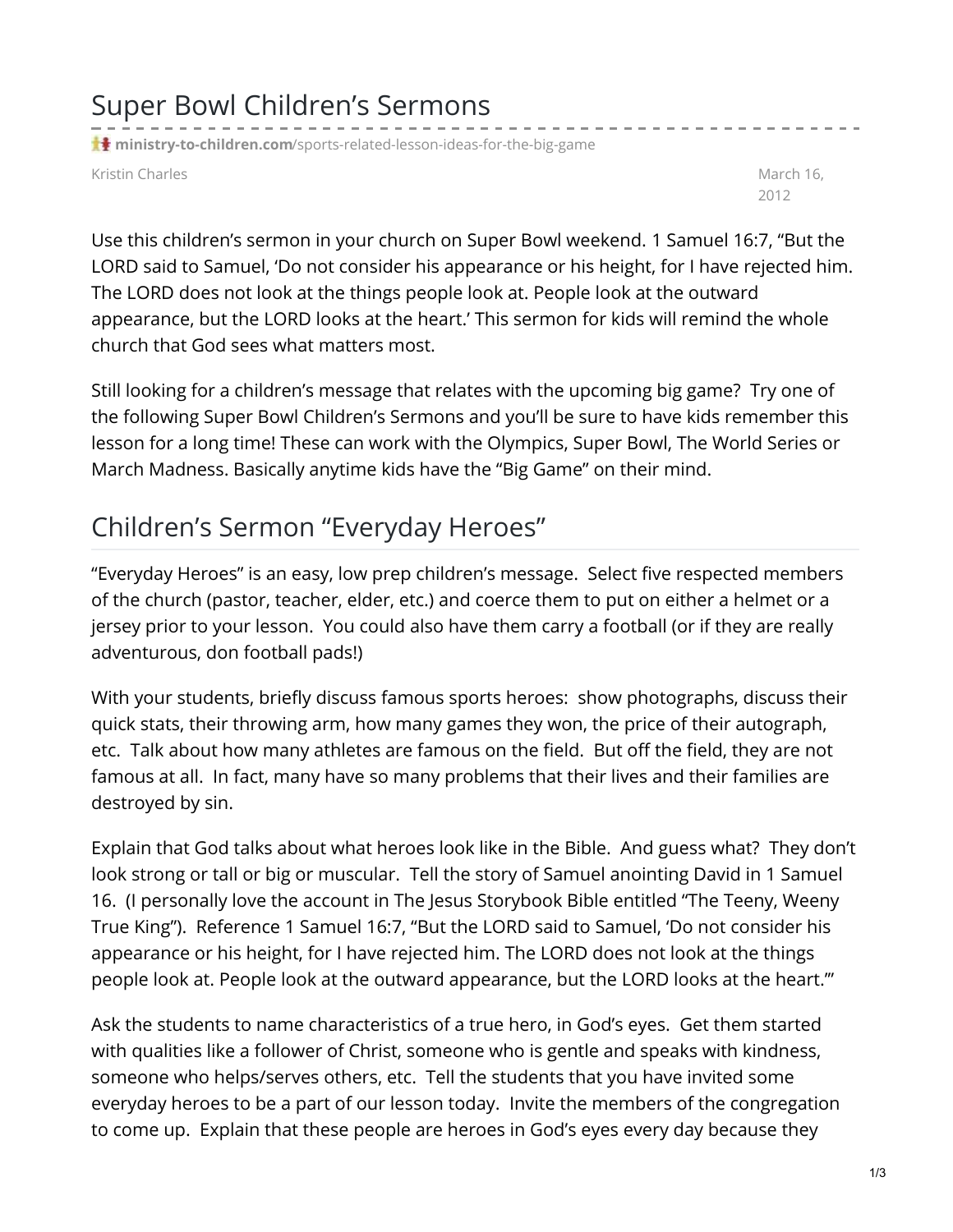# Super Bowl Children's Sermons

ministry-to-children.com/sports-related-lesson-ideas-for-the-big-game

Kristin Charles

March 16, 2012

Use this children's sermon in your church on Super Bowl weekend. 1 Samuel 16:7, "But the LORD said to Samuel, 'Do not consider his appearance or his height, for I have rejected him. The LORD does not look at the things people look at. People look at the outward appearance, but the LORD looks at the heart.' This sermon for kids will remind the whole church that God sees what matters most.

Still looking for a children's message that relates with the upcoming big game? Try one of the following Super Bowl Children's Sermons and you'll be sure to have kids remember this lesson for a long time! These can work with the Olympics, Super Bowl, The World Series or March Madness. Basically anytime kids have the "Big Game" on their mind.

## Children's Sermon "Everyday Heroes"

"Everyday Heroes" is an easy, low prep children's message. Select five respected members of the church (pastor, teacher, elder, etc.) and coerce them to put on either a helmet or a jersey prior to your lesson. You could also have them carry a football (or if they are really adventurous, don football pads!)

With your students, briefly discuss famous sports heroes: show photographs, discuss their quick stats, their throwing arm, how many games they won, the price of their autograph, etc. Talk about how many athletes are famous on the field. But off the field, they are not famous at all. In fact, many have so many problems that their lives and their families are destroyed by sin.

Explain that God talks about what heroes look like in the Bible. And guess what? They don't look strong or tall or big or muscular. Tell the story of Samuel anointing David in 1 Samuel 16. (I personally love the account in The Jesus Storybook Bible entitled "The Teeny, Weeny True King"). Reference 1 Samuel 16:7, "But the LORD said to Samuel, 'Do not consider his appearance or his height, for I have rejected him. The LORD does not look at the things people look at. People look at the outward appearance, but the LORD looks at the heart.'"

Ask the students to name characteristics of a true hero, in God's eyes. Get them started with qualities like a follower of Christ, someone who is gentle and speaks with kindness, someone who helps/serves others, etc. Tell the students that you have invited some everyday heroes to be a part of our lesson today. Invite the members of the congregation to come up. Explain that these people are heroes in God's eyes every day because they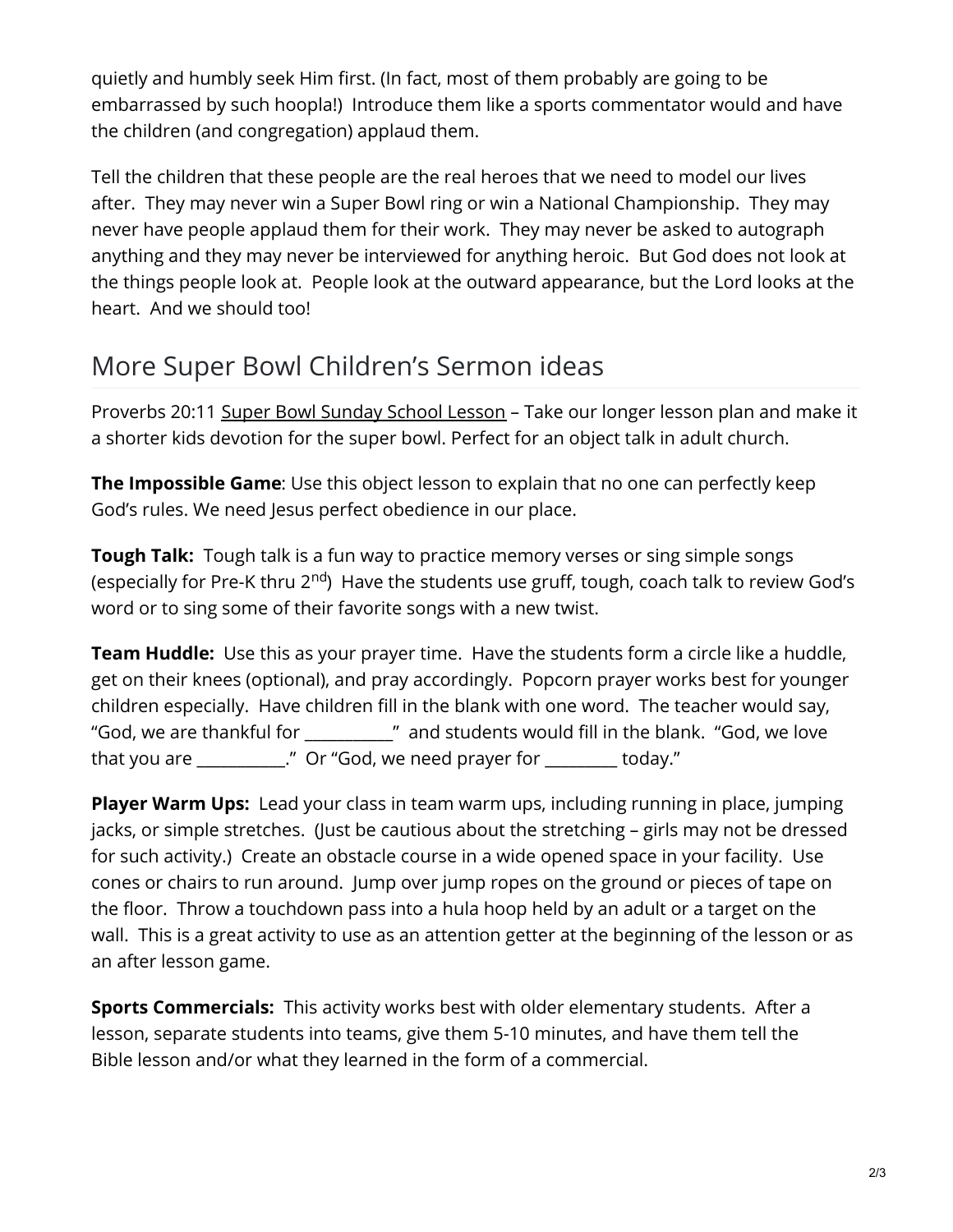quietly and humbly seek Him first. (In fact, most of them probably are going to be embarrassed by such hoopla!)  Introduce them like a sports commentator would and have the children (and congregation) applaud them.

Tell the children that these people are the real heroes that we need to model our lives after.  They may never win a Super Bowl ring or win a National Championship.  They may never have people applaud them for their work.  They may never be asked to autograph anything and they may never be interviewed for anything heroic.  But God does not look at the things people look at.  People look at the outward appearance, but the Lord looks at the heart.  And we should too!

## More Super Bowl Children's Sermon ideas

Proverbs 20:11 Super Bowl Sunday School Lesson – Take our longer lesson plan and make it a shorter kids devotion for the super bowl. Perfect for an object talk in adult church.

**The Impossible Game**: Use this object lesson to explain that no one can perfectly keep God's rules. We need Jesus perfect obedience in our place.

**Tough Talk:**  Tough talk is a fun way to practice memory verses or sing simple songs (especially for Pre-K thru 2nd)  Have the students use gruff, tough, coach talk to review God's word or to sing some of their favorite songs with a new twist.

**Team Huddle:**  Use this as your prayer time.  Have the students form a circle like a huddle, get on their knees (optional), and pray accordingly.  Popcorn prayer works best for younger children especially.  Have children fill in the blank with one word.  The teacher would say, "God, we are thankful for ___________"  and students would fill in the blank.  "God, we love that you are ___________."  Or "God, we need prayer for _________ today."

**Player Warm Ups:**  Lead your class in team warm ups, including running in place, jumping jacks, or simple stretches.  (Just be cautious about the stretching – girls may not be dressed for such activity.)  Create an obstacle course in a wide opened space in your facility.  Use cones or chairs to run around.  Jump over jump ropes on the ground or pieces of tape on the floor.  Throw a touchdown pass into a hula hoop held by an adult or a target on the wall.  This is a great activity to use as an attention getter at the beginning of the lesson or as an after lesson game.

**Sports Commercials:**  This activity works best with older elementary students.  After a lesson, separate students into teams, give them 5-10 minutes, and have them tell the Bible lesson and/or what they learned in the form of a commercial.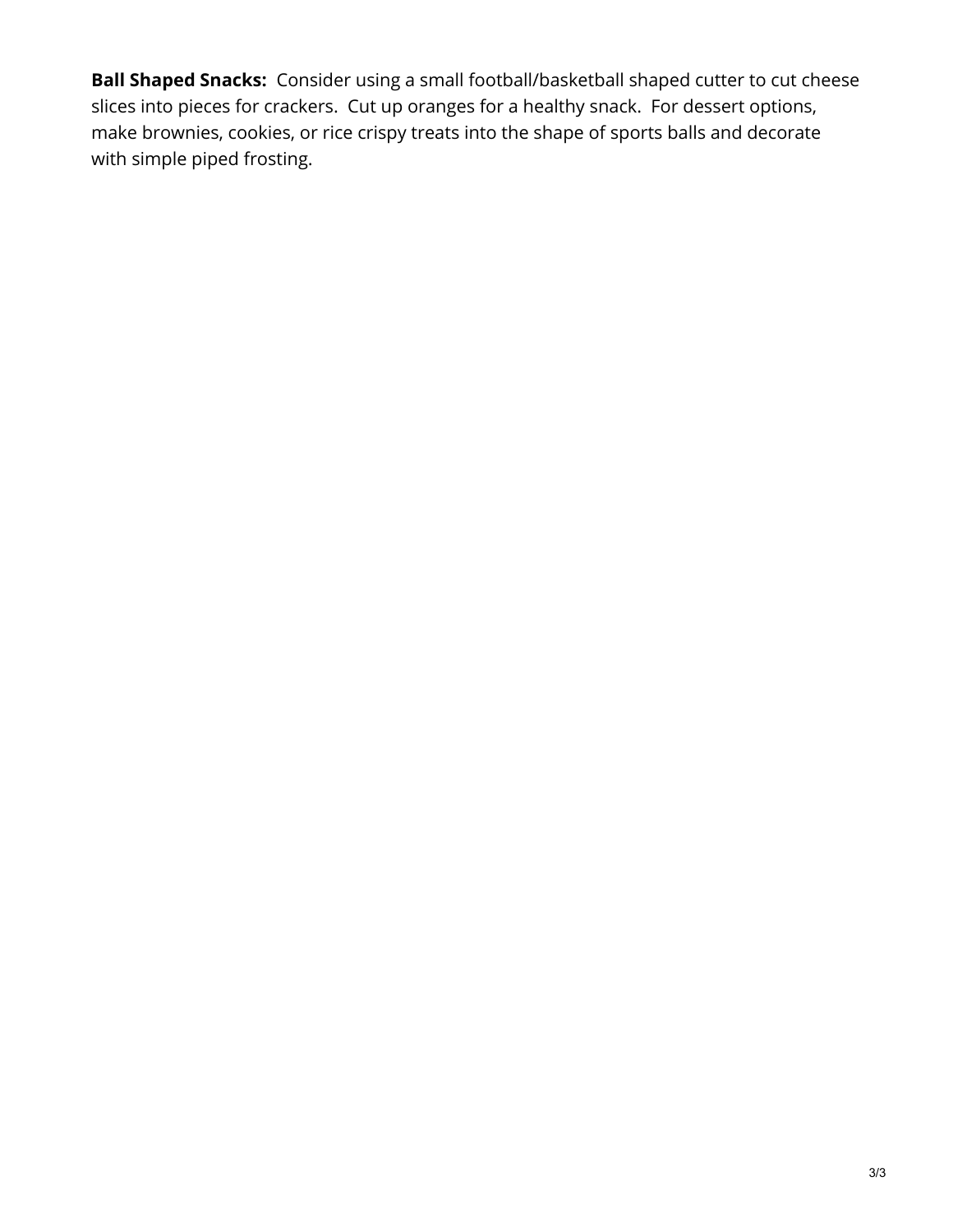**Ball Shaped Snacks:** Consider using a small football/basketball shaped cutter to cut cheese slices into pieces for crackers. Cut up oranges for a healthy snack. For dessert options, make brownies, cookies, or rice crispy treats into the shape of sports balls and decorate with simple piped frosting.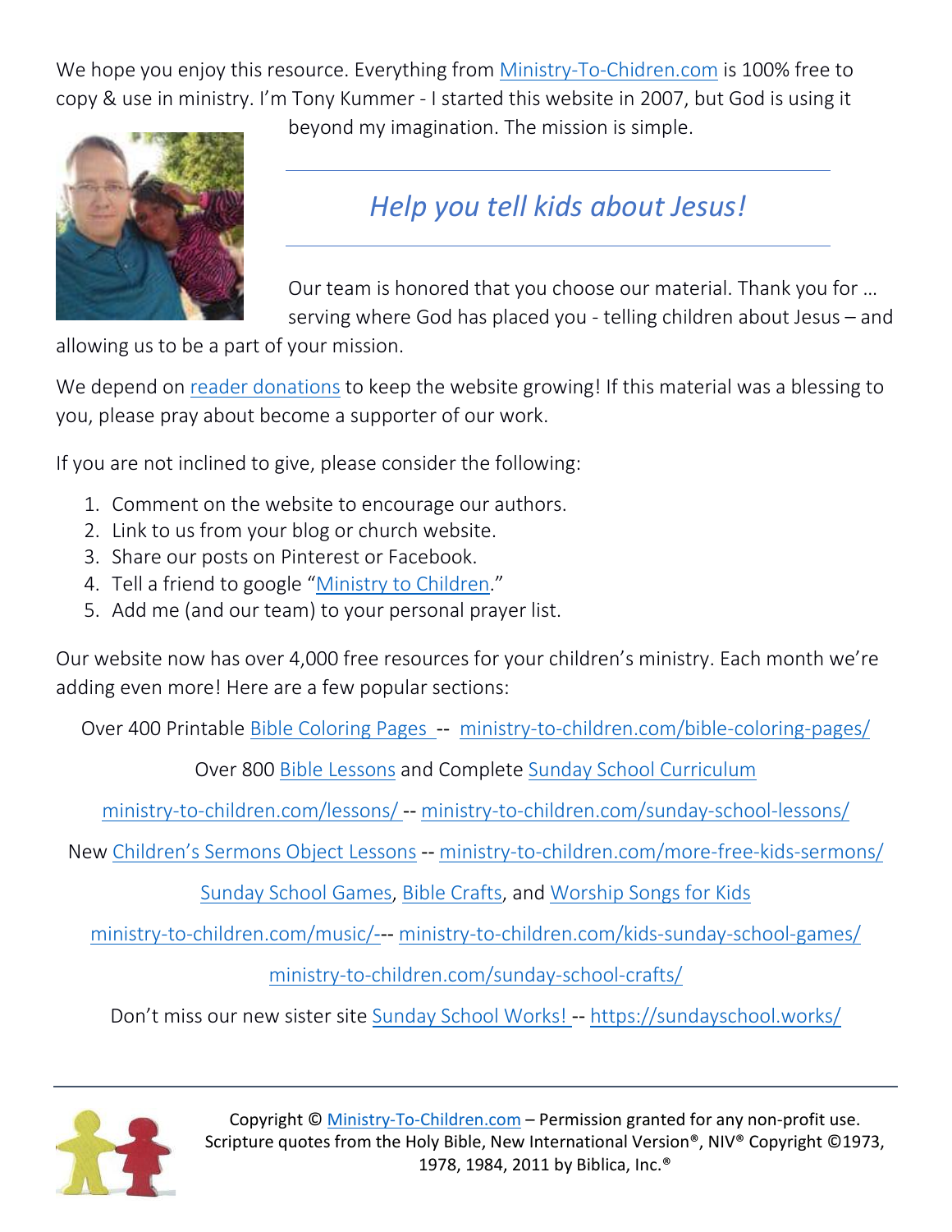We hope you enjoy this resource. Everything from [Ministry-To-Chidren.com](https://ministry-to-children.com) is 100% free to copy & use in ministry. I'm Tony Kummer - I started this website in 2007, but God is using it beyond my imagination. The mission is simple.

---

*Help you tell kids about Jesus!*

---

Our team is honored that you choose our material. Thank you for … serving where God has placed you - telling children about Jesus – and allowing us to be a part of your mission.

We depend on reader donations to keep the website growing! If this material was a blessing to you, please pray about become a supporter of our work.

If you are not inclined to give, please consider the following:

1. Comment on the website to encourage our authors.
2. Link to us from your blog or church website.
3. Share our posts on Pinterest or Facebook.
4. Tell a friend to google "Ministry to Children."
5. Add me (and our team) to your personal prayer list.

Our website now has over 4,000 free resources for your children's ministry. Each month we're adding even more! Here are a few popular sections:

Over 400 Printable Bible Coloring Pages -- ministry-to-children.com/bible-coloring-pages/

Over 800 Bible Lessons and Complete Sunday School Curriculum

ministry-to-children.com/lessons/ -- ministry-to-children.com/sunday-school-lessons/

New Children's Sermons Object Lessons -- ministry-to-children.com/more-free-kids-sermons/

Sunday School Games, Bible Crafts, and Worship Songs for Kids

ministry-to-children.com/music/--- ministry-to-children.com/kids-sunday-school-games/

ministry-to-children.com/sunday-school-crafts/

Don't miss our new sister site Sunday School Works! -- https://sundayschool.works/

---

Copyright © Ministry-To-Children.com – Permission granted for any non-profit use. Scripture quotes from the Holy Bible, New International Version®, NIV® Copyright ©1973, 1978, 1984, 2011 by Biblica, Inc.®